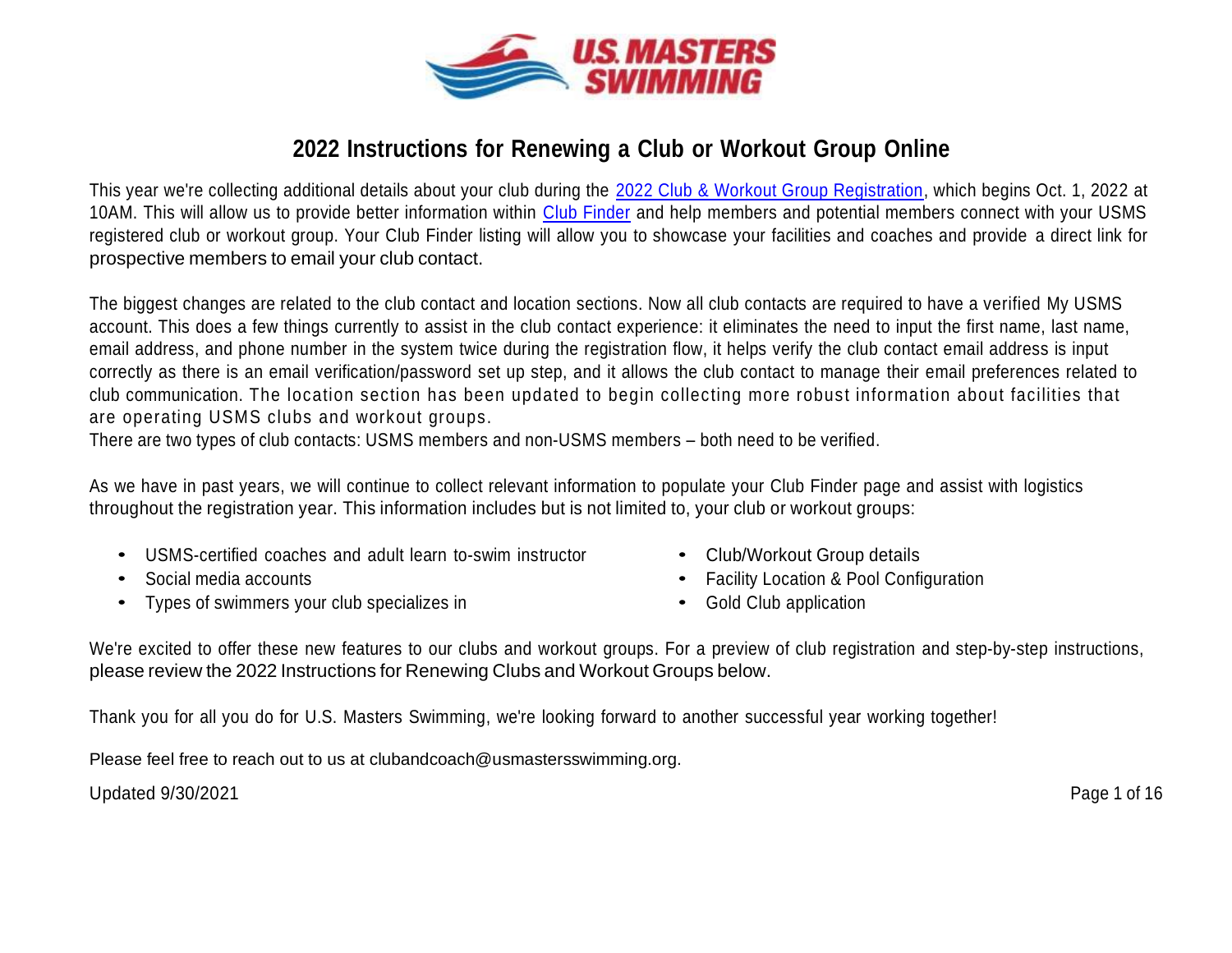# 2022 Instructions for Renewing a Club or Workout Group Online

This year we're collecting additional details about your club during the [2022 Club & Workout Group Registration], which begins Oct. 1, 2022 at 10AM. This will allow us to provide better information within [Club Finder] and help members and potential members connect with your USMS registered club or workout group. Your Club Finder listing will allow you to showcase your facilities and coaches and provide a direct link for prospective members to email your club contact.

The biggest changes are related to the club contact and location sections. Now all club contacts are required to have a verified My USMS account. This does a few things currently to assist in the club contact experience: it eliminates the need to input the first name, last name, email address, and phone number in the system twice during the registration flow, it helps verify the club contact email address is input correctly as there is an email verification/password set up step, and it allows the club contact to manage their email preferences related to club communication. The location section has been updated to begin collecting more robust information about facilities that are operating USMS clubs and workout groups.
There are two types of club contacts: USMS members and non-USMS members – both need to be verified.

As we have in past years, we will continue to collect relevant information to populate your Club Finder page and assist with logistics throughout the registration year. This information includes but is not limited to, your club or workout groups:

- USMS-certified coaches and adult learn to-swim instructor
- Social media accounts
- Types of swimmers your club specializes in
- Club/Workout Group details
- Facility Location & Pool Configuration
- Gold Club application

We're excited to offer these new features to our clubs and workout groups. For a preview of club registration and step-by-step instructions, please review the 2022 Instructions for Renewing Clubs and Workout Groups below.

Thank you for all you do for U.S. Masters Swimming, we're looking forward to another successful year working together!

Please feel free to reach out to us at clubandcoach@usmastersswimming.org.

Updated 9/30/2021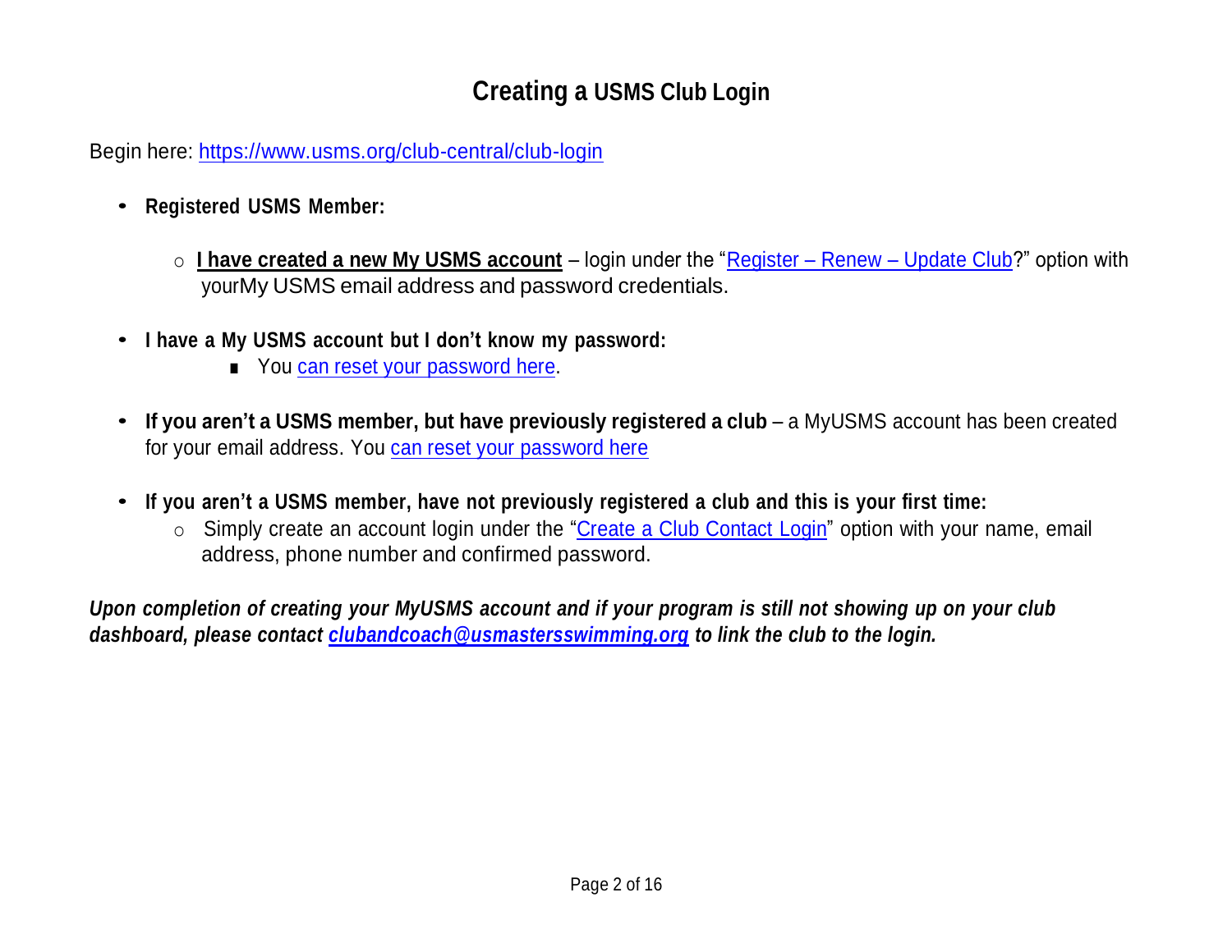# Creating a USMS Club Login

Begin here: https://www.usms.org/club-central/club-login

- **Registered USMS Member:**
    - **<u>I have created a new My USMS account</u>** – login under the "Register – Renew – Update Club?" option with yourMy USMS email address and password credentials.

- **I have a My USMS account but I don't know my password:**
    - You can reset your password here.

- **If you aren't a USMS member, but have previously registered a club** – a MyUSMS account has been created for your email address. You can reset your password here

- **If you aren't a USMS member, have not previously registered a club and this is your first time:**
    - Simply create an account login under the "Create a Club Contact Login" option with your name, email address, phone number and confirmed password.

***Upon completion of creating your MyUSMS account and if your program is still not showing up on your club dashboard, please contact clubandcoach@usmastersswimming.org to link the club to the login.***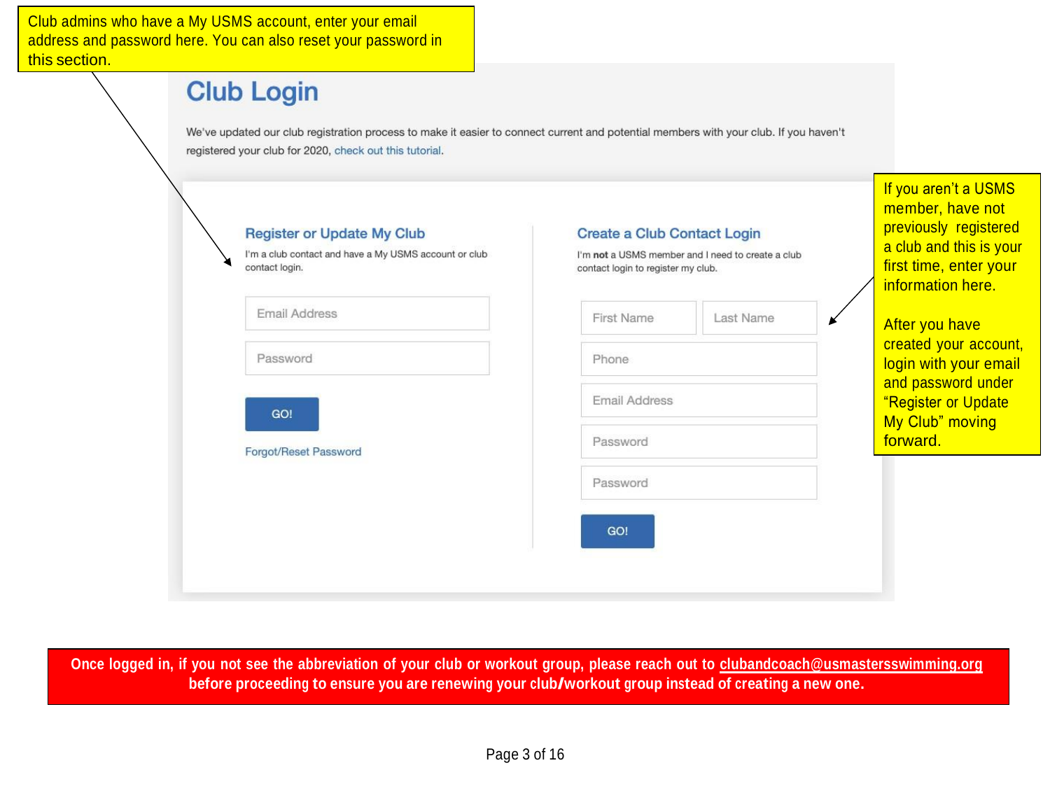Club admins who have a My USMS account, enter your email address and password here. You can also reset your password in this section.

# Club Login

We've updated our club registration process to make it easier to connect current and potential members with your club. If you haven't registered your club for 2020, check out this tutorial.

## Register or Update My Club

I'm a club contact and have a My USMS account or club contact login.

Email Address

Password

GO!

Forgot/Reset Password

## Create a Club Contact Login

I'm **not** a USMS member and I need to create a club contact login to register my club.

First Name | Last Name

Phone

Email Address

Password

Password

GO!

If you aren't a USMS member, have not previously registered a club and this is your first time, enter your information here.

After you have created your account, login with your email and password under "Register or Update My Club" moving forward.

**Once logged in, if you not see the abbreviation of your club or workout group, please reach out to clubandcoach@usmastersswimming.org before proceeding to ensure you are renewing your club/workout group instead of creating a new one.**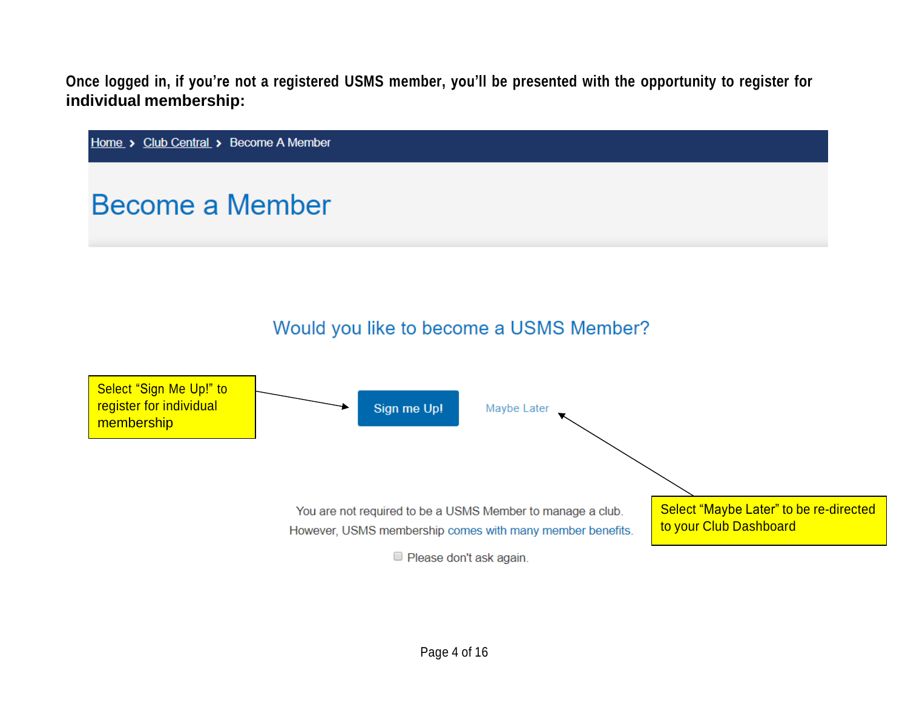**Once logged in, if you're not a registered USMS member, you'll be presented with the opportunity to register for individual membership:**

Home > Club Central > Become A Member

# Become a Member

## Would you like to become a USMS Member?

Select "Sign Me Up!" to register for individual membership

Sign me Up!

Maybe Later

Select "Maybe Later" to be re-directed to your Club Dashboard

You are not required to be a USMS Member to manage a club.
However, USMS membership comes with many member benefits.

☐ Please don't ask again.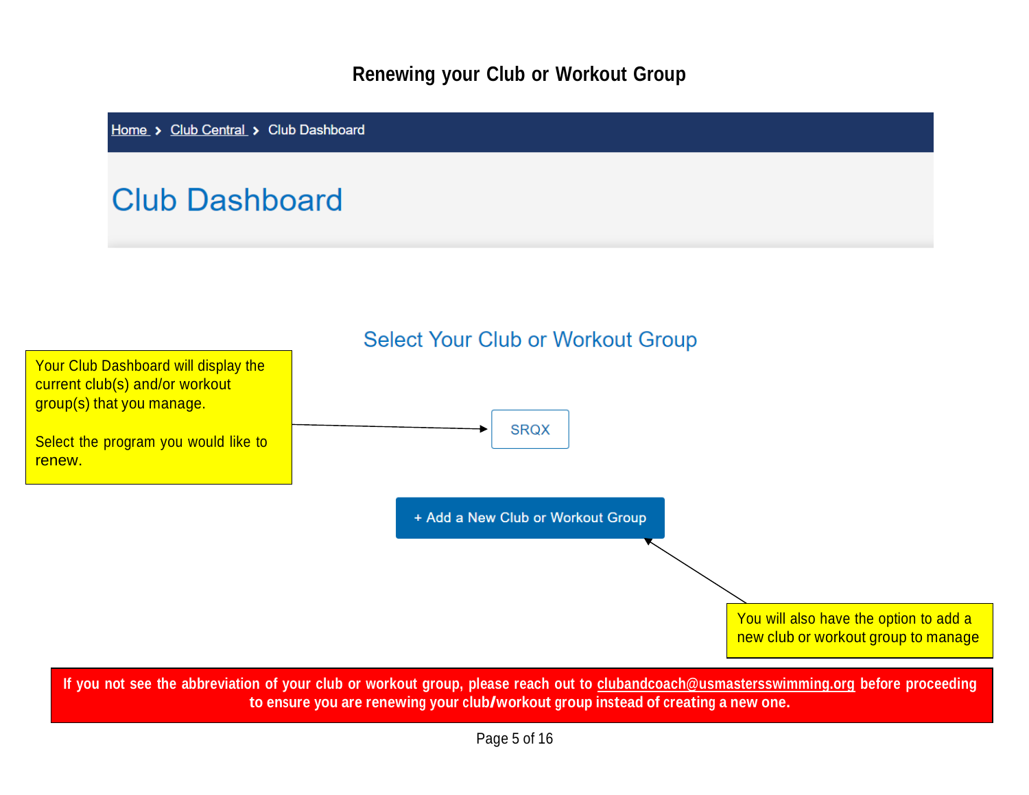## Renewing your Club or Workout Group

Home > Club Central > Club Dashboard

# Club Dashboard

Select Your Club or Workout Group

Your Club Dashboard will display the current club(s) and/or workout group(s) that you manage.

Select the program you would like to renew.

SRQX

+ Add a New Club or Workout Group

You will also have the option to add a new club or workout group to manage

**If you not see the abbreviation of your club or workout group, please reach out to clubandcoach@usmastersswimming.org before proceeding to ensure you are renewing your club/workout group instead of creating a new one.**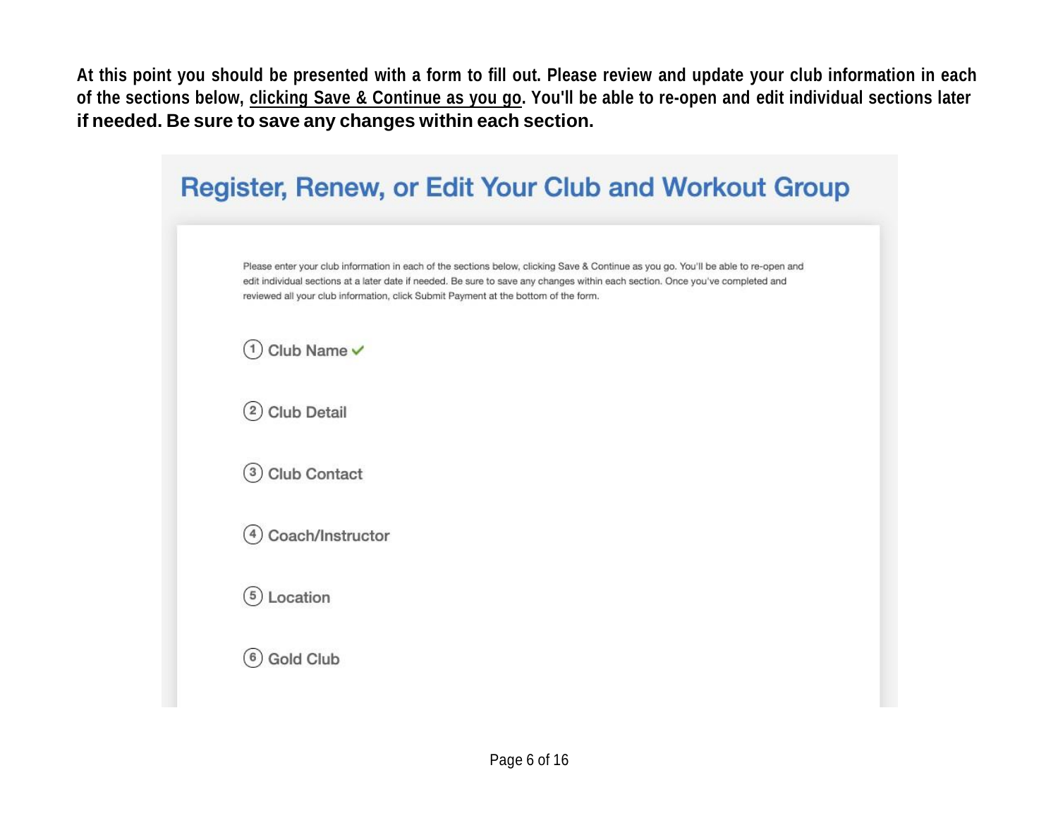**At this point you should be presented with a form to fill out. Please review and update your club information in each of the sections below, <u>clicking Save & Continue as you go</u>. You'll be able to re-open and edit individual sections later if needed. Be sure to save any changes within each section.**

## Register, Renew, or Edit Your Club and Workout Group

Please enter your club information in each of the sections below, clicking Save & Continue as you go. You'll be able to re-open and edit individual sections at a later date if needed. Be sure to save any changes within each section. Once you've completed and reviewed all your club information, click Submit Payment at the bottom of the form.

1. Club Name ✓
2. Club Detail
3. Club Contact
4. Coach/Instructor
5. Location
6. Gold Club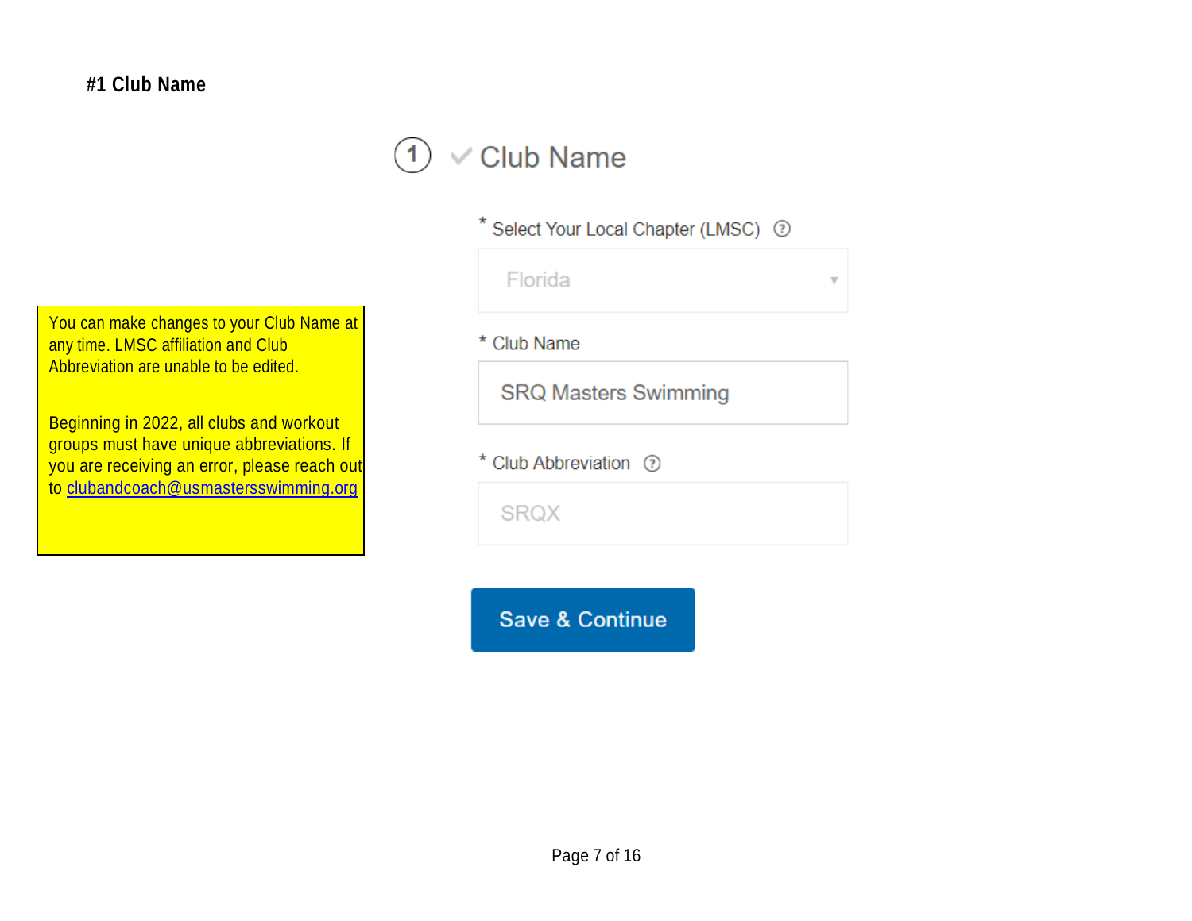## #1 Club Name

You can make changes to your Club Name at any time. LMSC affiliation and Club Abbreviation are unable to be edited.

Beginning in 2022, all clubs and workout groups must have unique abbreviations. If you are receiving an error, please reach out to [clubandcoach@usmastersswimming.org](mailto:clubandcoach@usmastersswimming.org)

1 ✓ Club Name

\* Select Your Local Chapter (LMSC) ?

Florida

\* Club Name

SRQ Masters Swimming

\* Club Abbreviation ?

SRQX

Save & Continue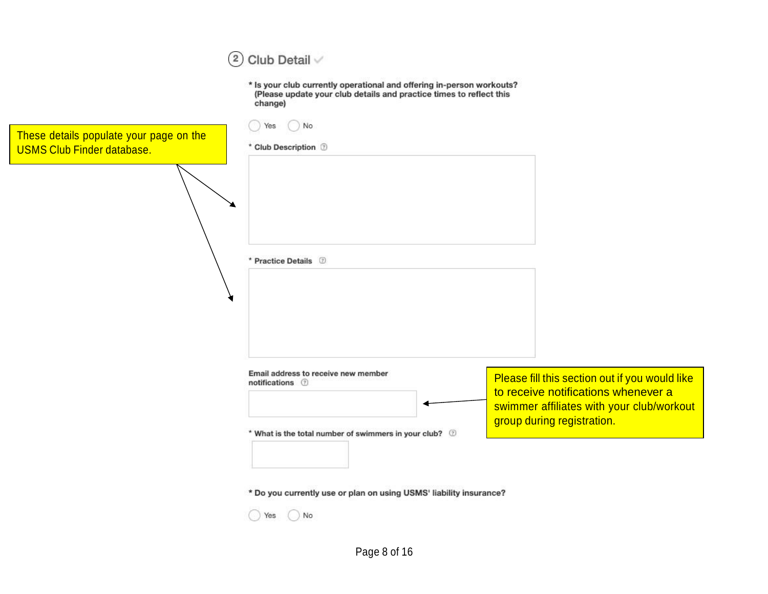## ② Club Detail ✓

\* Is your club currently operational and offering in-person workouts? (Please update your club details and practice times to reflect this change)

◯ Yes ◯ No

These details populate your page on the USMS Club Finder database.

\* Club Description ⓘ

\* Practice Details ⓘ

Email address to receive new member notifications ⓘ

Please fill this section out if you would like to receive notifications whenever a swimmer affiliates with your club/workout group during registration.

\* What is the total number of swimmers in your club? ⓘ

\* Do you currently use or plan on using USMS' liability insurance?

◯ Yes ◯ No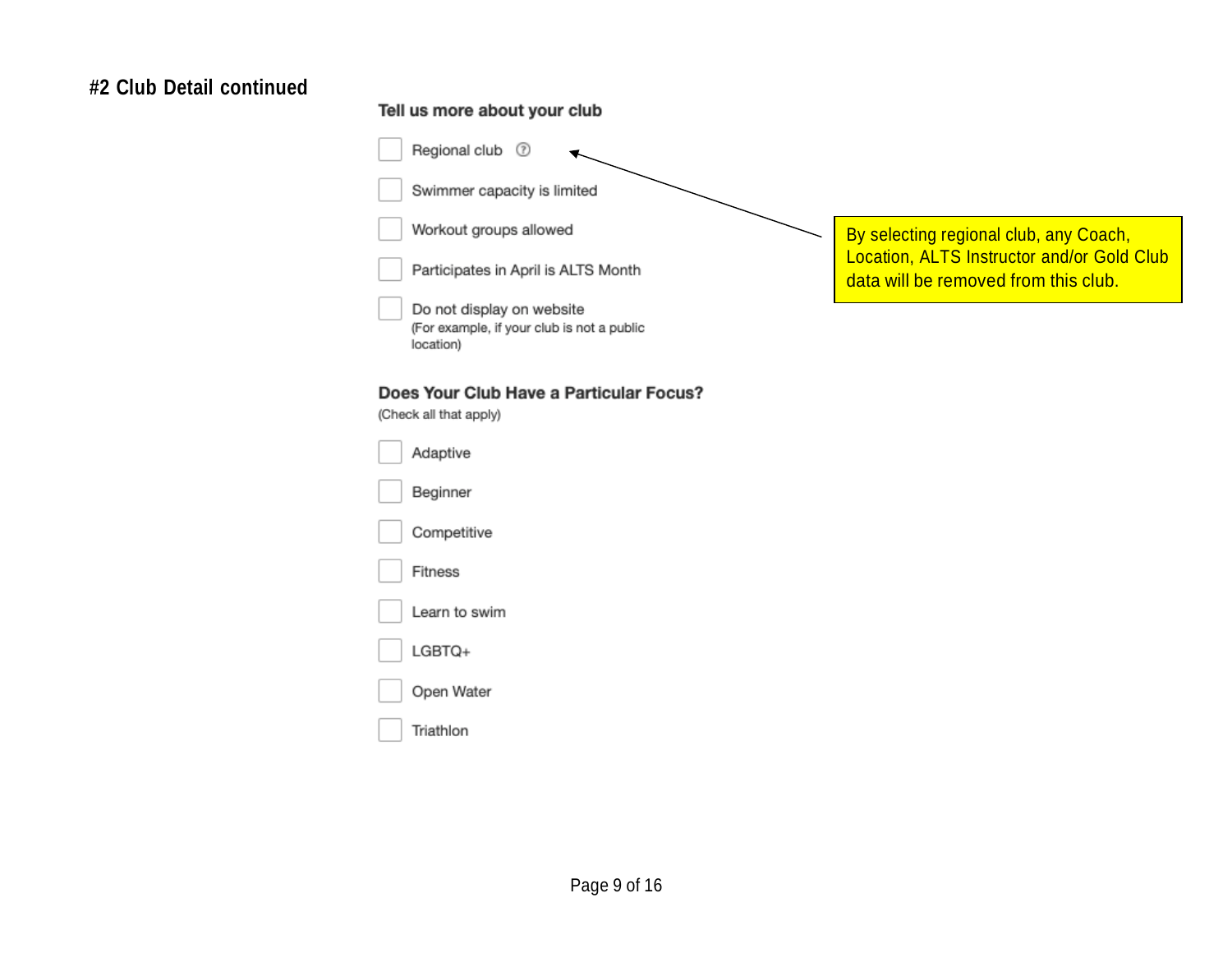## #2 Club Detail continued

**Tell us more about your club**

- [ ] Regional club
- [ ] Swimmer capacity is limited
- [ ] Workout groups allowed
- [ ] Participates in April is ALTS Month
- [ ] Do not display on website
  (For example, if your club is not a public location)

By selecting regional club, any Coach, Location, ALTS Instructor and/or Gold Club data will be removed from this club.

**Does Your Club Have a Particular Focus?**
(Check all that apply)

- [ ] Adaptive
- [ ] Beginner
- [ ] Competitive
- [ ] Fitness
- [ ] Learn to swim
- [ ] LGBTQ+
- [ ] Open Water
- [ ] Triathlon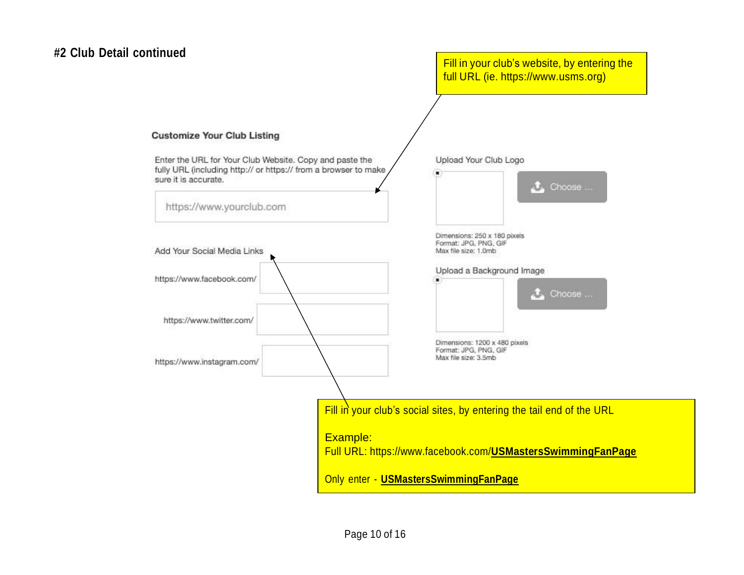## #2 Club Detail continued

Fill in your club's website, by entering the full URL (ie. https://www.usms.org)

**Customize Your Club Listing**

Enter the URL for Your Club Website. Copy and paste the fully URL (including http:// or https:// from a browser to make sure it is accurate.

https://www.yourclub.com

Add Your Social Media Links

https://www.facebook.com/

https://www.twitter.com/

https://www.instagram.com/

Upload Your Club Logo

Choose ...

Dimensions: 250 x 180 pixels
Format: JPG, PNG, GIF
Max file size: 1.0mb

Upload a Background Image

Choose ...

Dimensions: 1200 x 480 pixels
Format: JPG, PNG, GIF
Max file size: 3.5mb

Fill in your club's social sites, by entering the tail end of the URL

Example:
Full URL: https://www.facebook.com/**USMastersSwimmingFanPage**

Only enter - **USMastersSwimmingFanPage**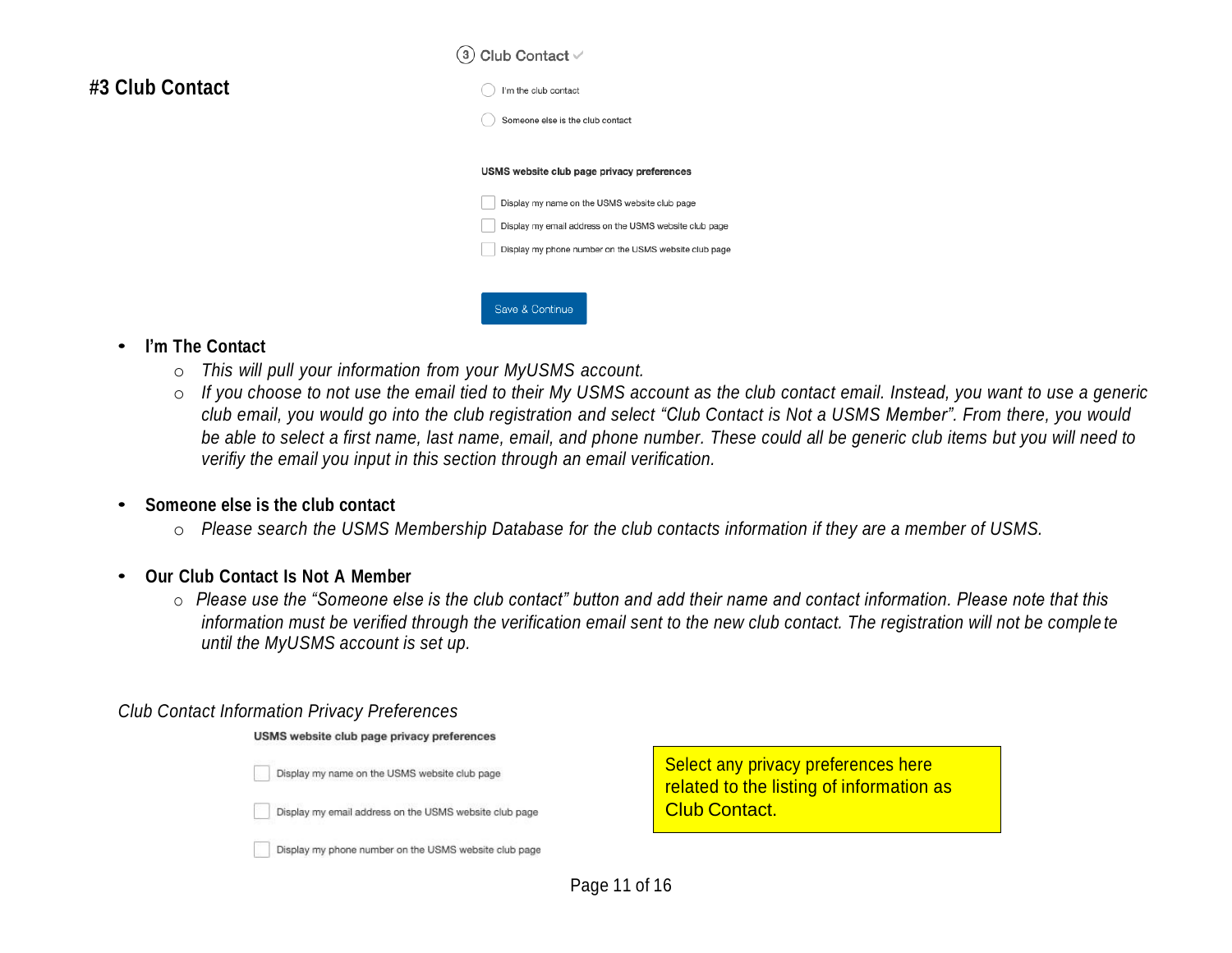## #3 Club Contact

③ Club Contact ✓

- ◯ I'm the club contact
- ◯ Someone else is the club contact

**USMS website club page privacy preferences**

- ☐ Display my name on the USMS website club page
- ☐ Display my email address on the USMS website club page
- ☐ Display my phone number on the USMS website club page

Save & Continue

- **I'm The Contact**
  - *This will pull your information from your MyUSMS account.*
  - *If you choose to not use the email tied to their My USMS account as the club contact email. Instead, you want to use a generic club email, you would go into the club registration and select "Club Contact is Not a USMS Member". From there, you would be able to select a first name, last name, email, and phone number. These could all be generic club items but you will need to verifiy the email you input in this section through an email verification.*

- **Someone else is the club contact**
  - *Please search the USMS Membership Database for the club contacts information if they are a member of USMS.*

- **Our Club Contact Is Not A Member**
  - *Please use the "Someone else is the club contact" button and add their name and contact information. Please note that this information must be verified through the verification email sent to the new club contact. The registration will not be complete until the MyUSMS account is set up.*

*Club Contact Information Privacy Preferences*

**USMS website club page privacy preferences**

- ☐ Display my name on the USMS website club page
- ☐ Display my email address on the USMS website club page
- ☐ Display my phone number on the USMS website club page

Select any privacy preferences here related to the listing of information as Club Contact.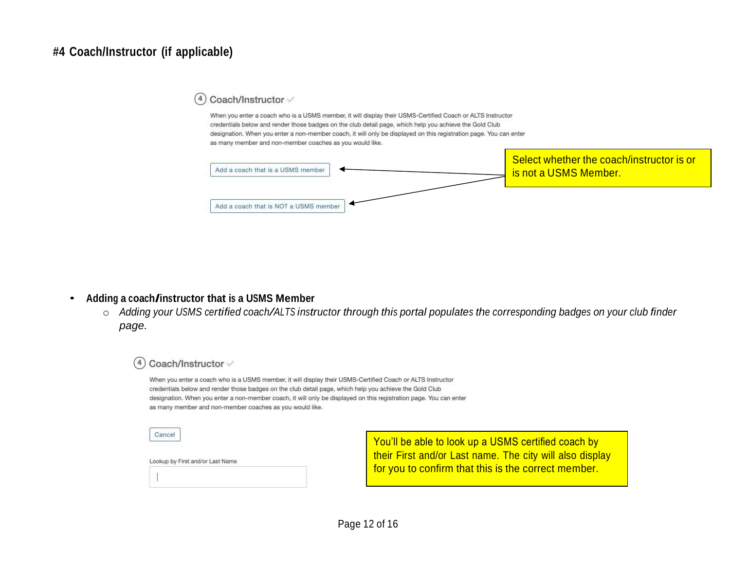#### #4 Coach/Instructor (if applicable)

④ Coach/Instructor ✓

When you enter a coach who is a USMS member, it will display their USMS-Certified Coach or ALTS Instructor credentials below and render those badges on the club detail page, which help you achieve the Gold Club designation. When you enter a non-member coach, it will only be displayed on this registration page. You can enter as many member and non-member coaches as you would like.

Add a coach that is a USMS member

Add a coach that is NOT a USMS member

Select whether the coach/instructor is or is not a USMS Member.

- **Adding a coach/instructor that is a USMS Member**
  - *Adding your USMS certified coach/ALTS instructor through this portal populates the corresponding badges on your club finder page.*

④ Coach/Instructor ✓

When you enter a coach who is a USMS member, it will display their USMS-Certified Coach or ALTS Instructor credentials below and render those badges on the club detail page, which help you achieve the Gold Club designation. When you enter a non-member coach, it will only be displayed on this registration page. You can enter as many member and non-member coaches as you would like.

Cancel

Lookup by First and/or Last Name

You'll be able to look up a USMS certified coach by their First and/or Last name. The city will also display for you to confirm that this is the correct member.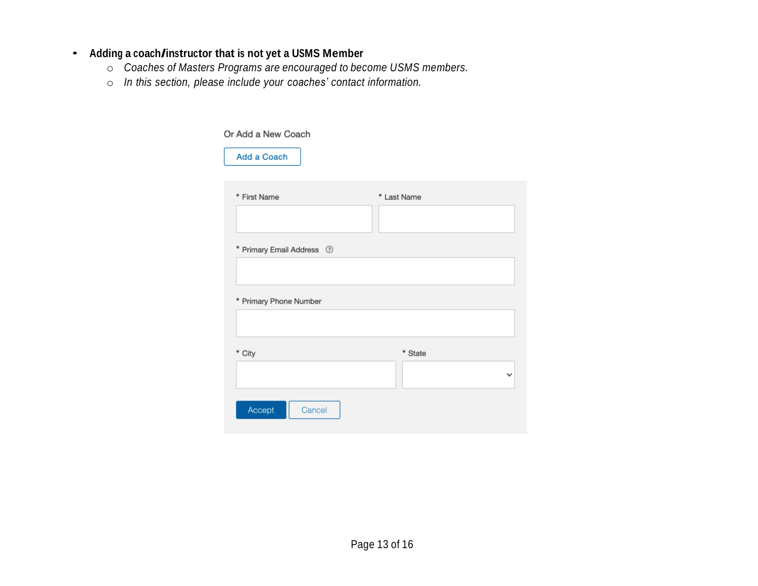- **Adding a coach/instructor that is not yet a USMS Member**
  - *Coaches of Masters Programs are encouraged to become USMS members.*
  - *In this section, please include your coaches' contact information.*

Or Add a New Coach

Add a Coach

\* First Name

\* Last Name

\* Primary Email Address

\* Primary Phone Number

\* City

\* State

Accept Cancel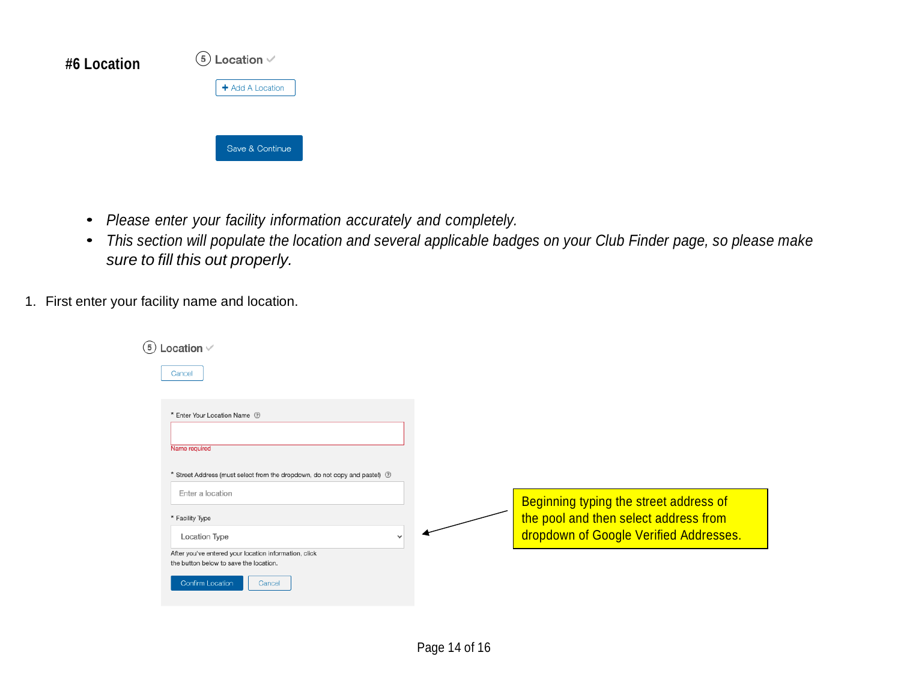## #6 Location

5 Location ✓

+ Add A Location

Save & Continue

- *Please enter your facility information accurately and completely.*
- *This section will populate the location and several applicable badges on your Club Finder page, so please make sure to fill this out properly.*

1. First enter your facility name and location.

5 Location ✓

Cancel

\* Enter Your Location Name

Name required

\* Street Address (must select from the dropdown, do not copy and paste!)

Enter a location

\* Facility Type

Location Type

After you've entered your location information, click the button below to save the location.

Confirm Location | Cancel

Beginning typing the street address of the pool and then select address from dropdown of Google Verified Addresses.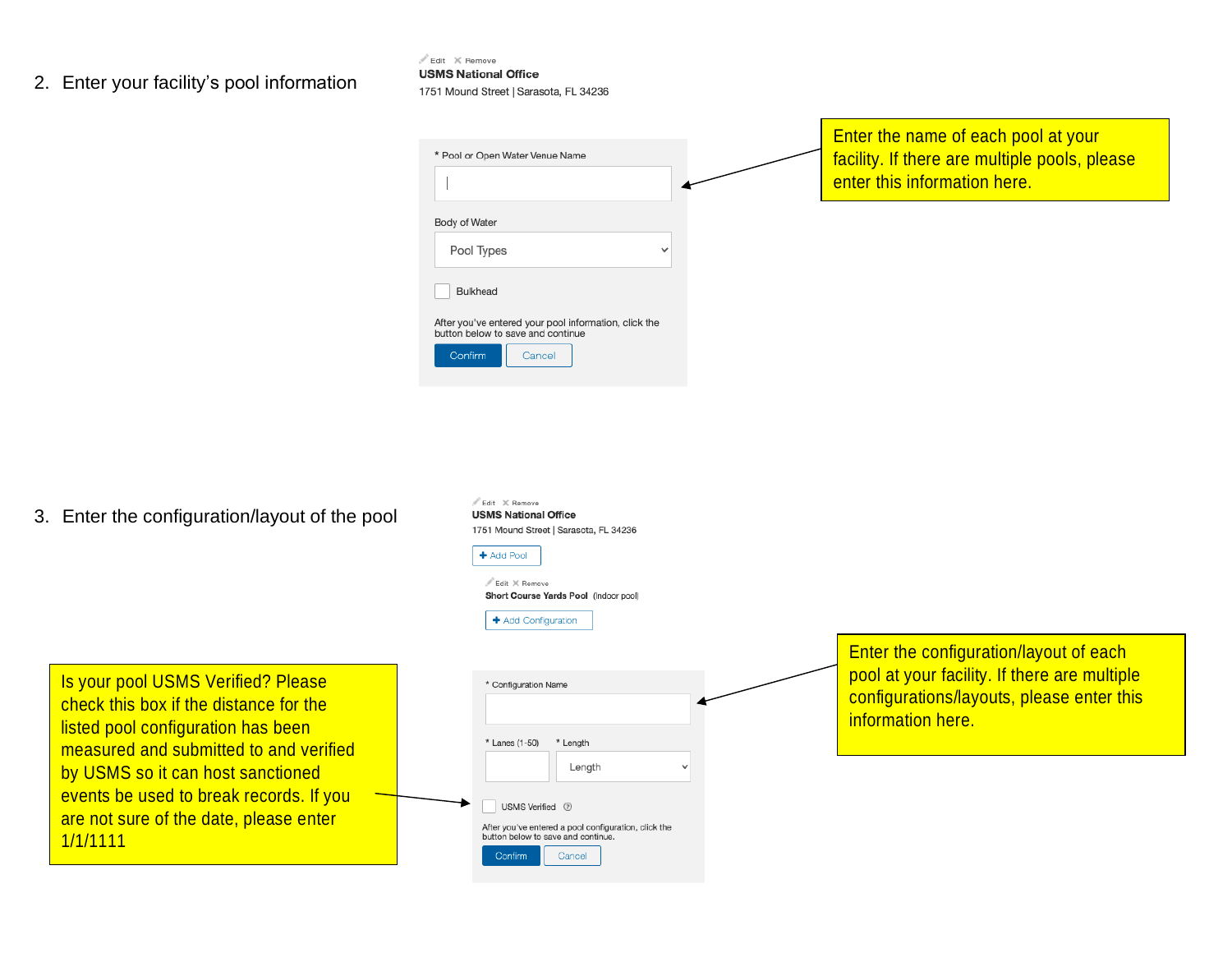2. Enter your facility's pool information

Edit Remove

**USMS National Office**

1751 Mound Street | Sarasota, FL 34236

\* Pool or Open Water Venue Name

Body of Water

Pool Types

Bulkhead

After you've entered your pool information, click the button below to save and continue

Confirm Cancel

Enter the name of each pool at your facility. If there are multiple pools, please enter this information here.

3. Enter the configuration/layout of the pool

Edit Remove

**USMS National Office**

1751 Mound Street | Sarasota, FL 34236

Add Pool

Edit Remove

**Short Course Yards Pool** (indoor pool)

Add Configuration

\* Configuration Name

\* Lanes (1-50) \* Length

Length

USMS Verified

After you've entered a pool configuration, click the button below to save and continue.

Confirm Cancel

Enter the configuration/layout of each pool at your facility. If there are multiple configurations/layouts, please enter this information here.

Is your pool USMS Verified? Please check this box if the distance for the listed pool configuration has been measured and submitted to and verified by USMS so it can host sanctioned events be used to break records. If you are not sure of the date, please enter 1/1/1111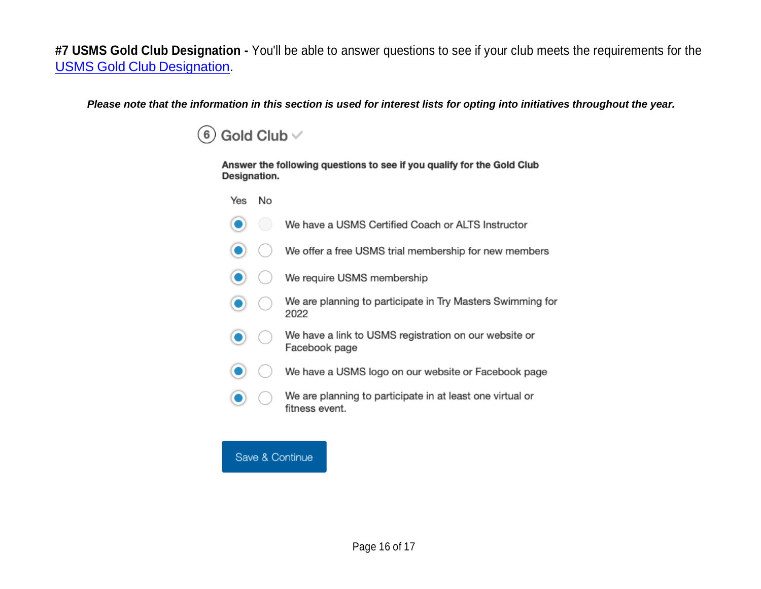**#7 USMS Gold Club Designation -** You'll be able to answer questions to see if your club meets the requirements for the USMS Gold Club Designation.

***Please note that the information in this section is used for interest lists for opting into initiatives throughout the year.***

### 6 Gold Club ✓

**Answer the following questions to see if you qualify for the Gold Club Designation.**

| Yes | No | |
|---|---|---|
| ◉ | ○ | We have a USMS Certified Coach or ALTS Instructor |
| ◉ | ○ | We offer a free USMS trial membership for new members |
| ◉ | ○ | We require USMS membership |
| ◉ | ○ | We are planning to participate in Try Masters Swimming for 2022 |
| ◉ | ○ | We have a link to USMS registration on our website or Facebook page |
| ◉ | ○ | We have a USMS logo on our website or Facebook page |
| ◉ | ○ | We are planning to participate in at least one virtual or fitness event. |

Save & Continue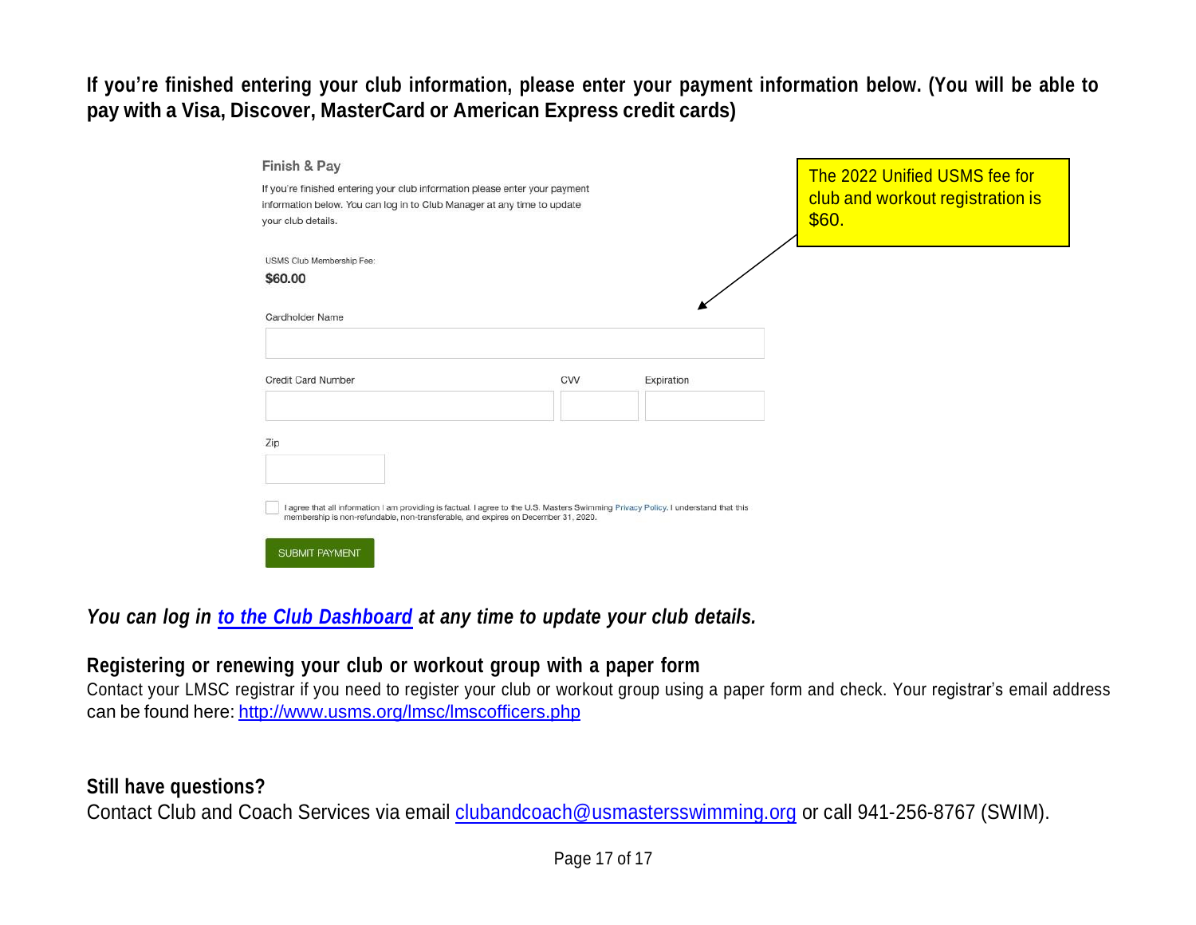**If you're finished entering your club information, please enter your payment information below. (You will be able to pay with a Visa, Discover, MasterCard or American Express credit cards)**

Finish & Pay

If you're finished entering your club information please enter your payment information below. You can log in to Club Manager at any time to update your club details.

USMS Club Membership Fee:

**$60.00**

Cardholder Name

Credit Card Number

CVV

Expiration

Zip

I agree that all information I am providing is factual. I agree to the U.S. Masters Swimming Privacy Policy. I understand that this membership is non-refundable, non-transferable, and expires on December 31, 2020.

SUBMIT PAYMENT

The 2022 Unified USMS fee for club and workout registration is $60.

***You can log in to the Club Dashboard at any time to update your club details.***

**Registering or renewing your club or workout group with a paper form**

Contact your LMSC registrar if you need to register your club or workout group using a paper form and check. Your registrar's email address can be found here: http://www.usms.org/lmsc/lmscofficers.php

**Still have questions?**

Contact Club and Coach Services via email clubandcoach@usmastersswimming.org or call 941-256-8767 (SWIM).